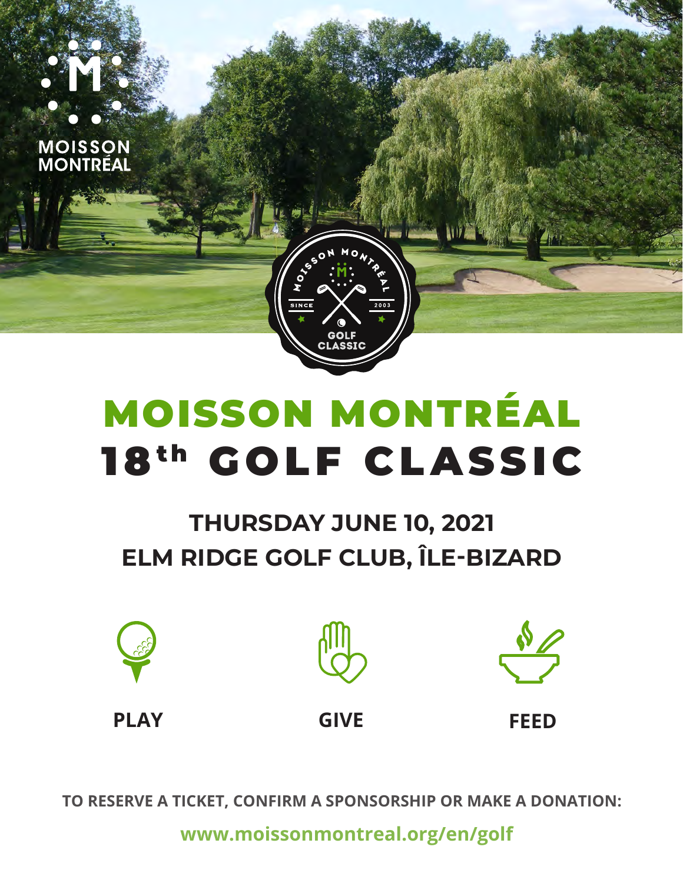# MOISSON MONTRÉAL
# 18th GOLF CLASSIC

## THURSDAY JUNE 10, 2021
## ELM RIDGE GOLF CLUB, ÎLE-BIZARD

**PLAY** **GIVE** **FEED**

**TO RESERVE A TICKET, CONFIRM A SPONSORSHIP OR MAKE A DONATION:**

**www.moissonmontreal.org/en/golf**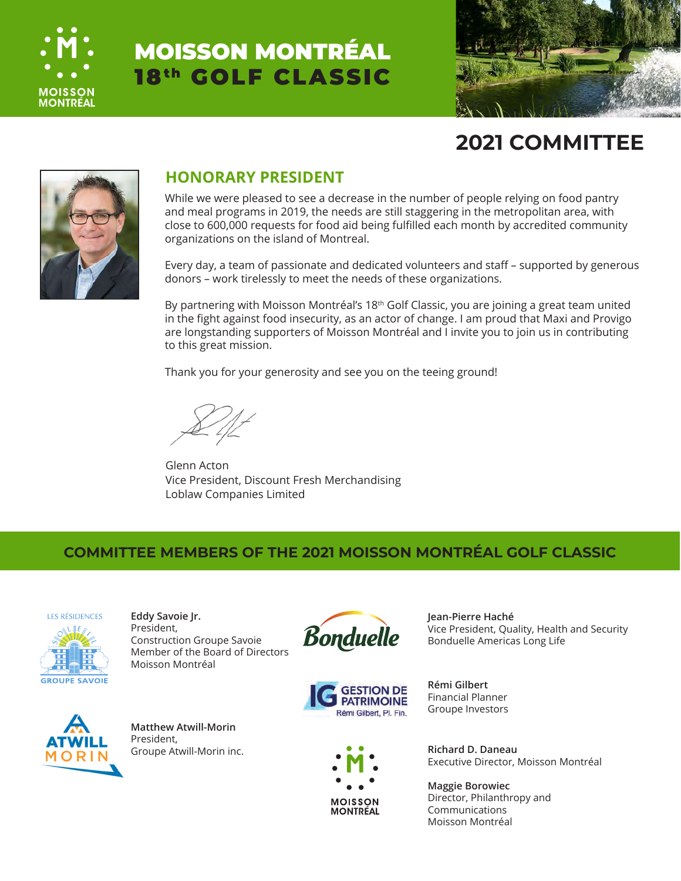# MOISSON MONTRÉAL 18th GOLF CLASSIC

## 2021 COMMITTEE

### HONORARY PRESIDENT

While we were pleased to see a decrease in the number of people relying on food pantry and meal programs in 2019, the needs are still staggering in the metropolitan area, with close to 600,000 requests for food aid being fulfilled each month by accredited community organizations on the island of Montreal.

Every day, a team of passionate and dedicated volunteers and staff – supported by generous donors – work tirelessly to meet the needs of these organizations.

By partnering with Moisson Montréal's 18th Golf Classic, you are joining a great team united in the fight against food insecurity, as an actor of change. I am proud that Maxi and Provigo are longstanding supporters of Moisson Montréal and I invite you to join us in contributing to this great mission.

Thank you for your generosity and see you on the teeing ground!

Glenn Acton
Vice President, Discount Fresh Merchandising
Loblaw Companies Limited

## COMMITTEE MEMBERS OF THE 2021 MOISSON MONTRÉAL GOLF CLASSIC

**Eddy Savoie Jr.**
President,
Construction Groupe Savoie
Member of the Board of Directors
Moisson Montréal

**Matthew Atwill-Morin**
President,
Groupe Atwill-Morin inc.

**Jean-Pierre Haché**
Vice President, Quality, Health and Security
Bonduelle Americas Long Life

**Rémi Gilbert**
Financial Planner
Groupe Investors

**Richard D. Daneau**
Executive Director, Moisson Montréal

**Maggie Borowiec**
Director, Philanthropy and Communications
Moisson Montréal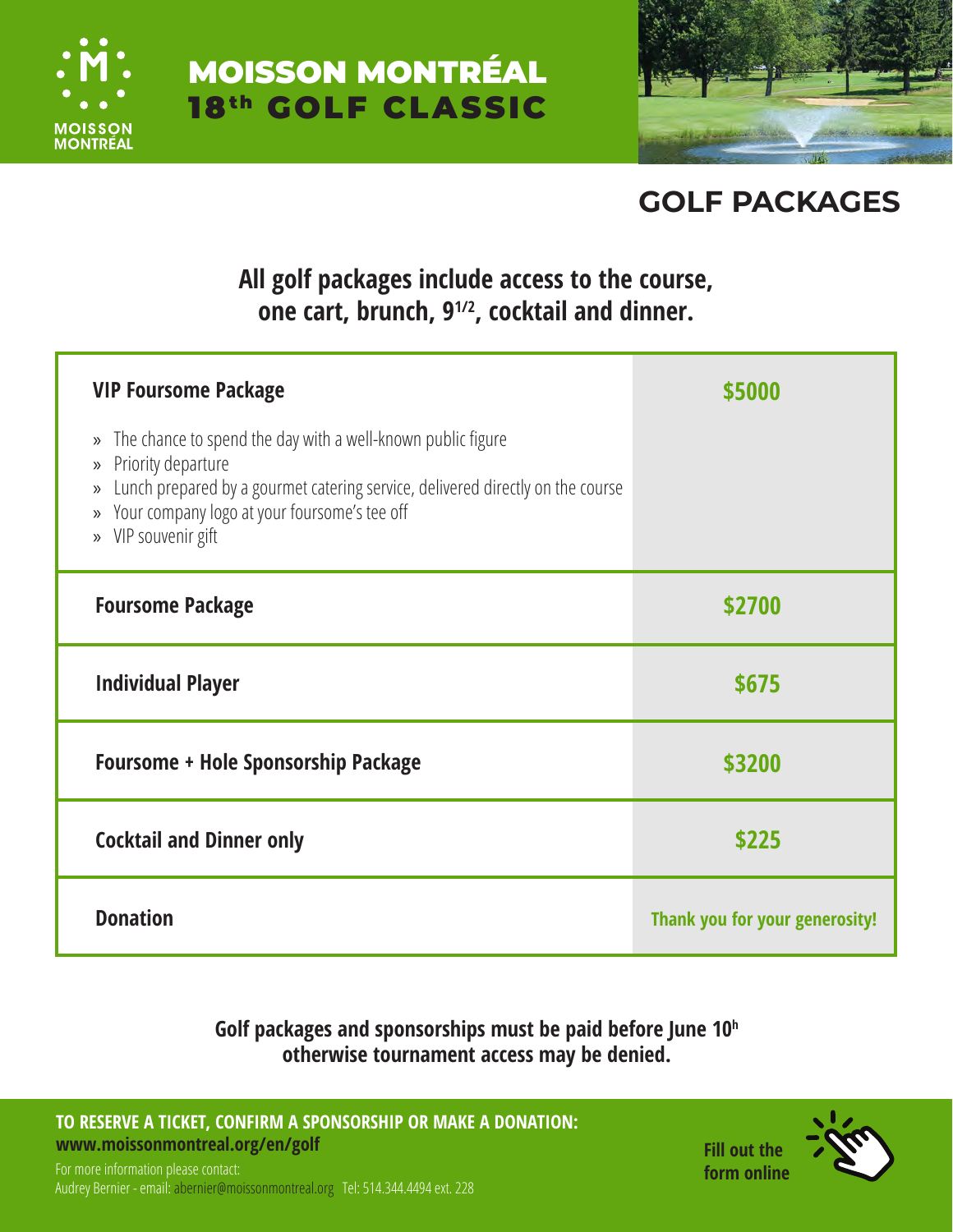# MOISSON MONTRÉAL 18th GOLF CLASSIC

## GOLF PACKAGES

**All golf packages include access to the course, one cart, brunch, 9[1/2], cocktail and dinner.**

| Package | Price |
|---|---|
| **VIP Foursome Package**<br>» The chance to spend the day with a well-known public figure<br>» Priority departure<br>» Lunch prepared by a gourmet catering service, delivered directly on the course<br>» Your company logo at your foursome's tee off<br>» VIP souvenir gift | **$5000** |
| **Foursome Package** | **$2700** |
| **Individual Player** | **$675** |
| **Foursome + Hole Sponsorship Package** | **$3200** |
| **Cocktail and Dinner only** | **$225** |
| **Donation** | **Thank you for your generosity!** |

**Golf packages and sponsorships must be paid before June 10h otherwise tournament access may be denied.**

**TO RESERVE A TICKET, CONFIRM A SPONSORSHIP OR MAKE A DONATION:**
**www.moissonmontreal.org/en/golf**

For more information please contact:
Audrey Bernier - email: abernier@moissonmontreal.org Tel: 514.344.4494 ext. 228

**Fill out the form online**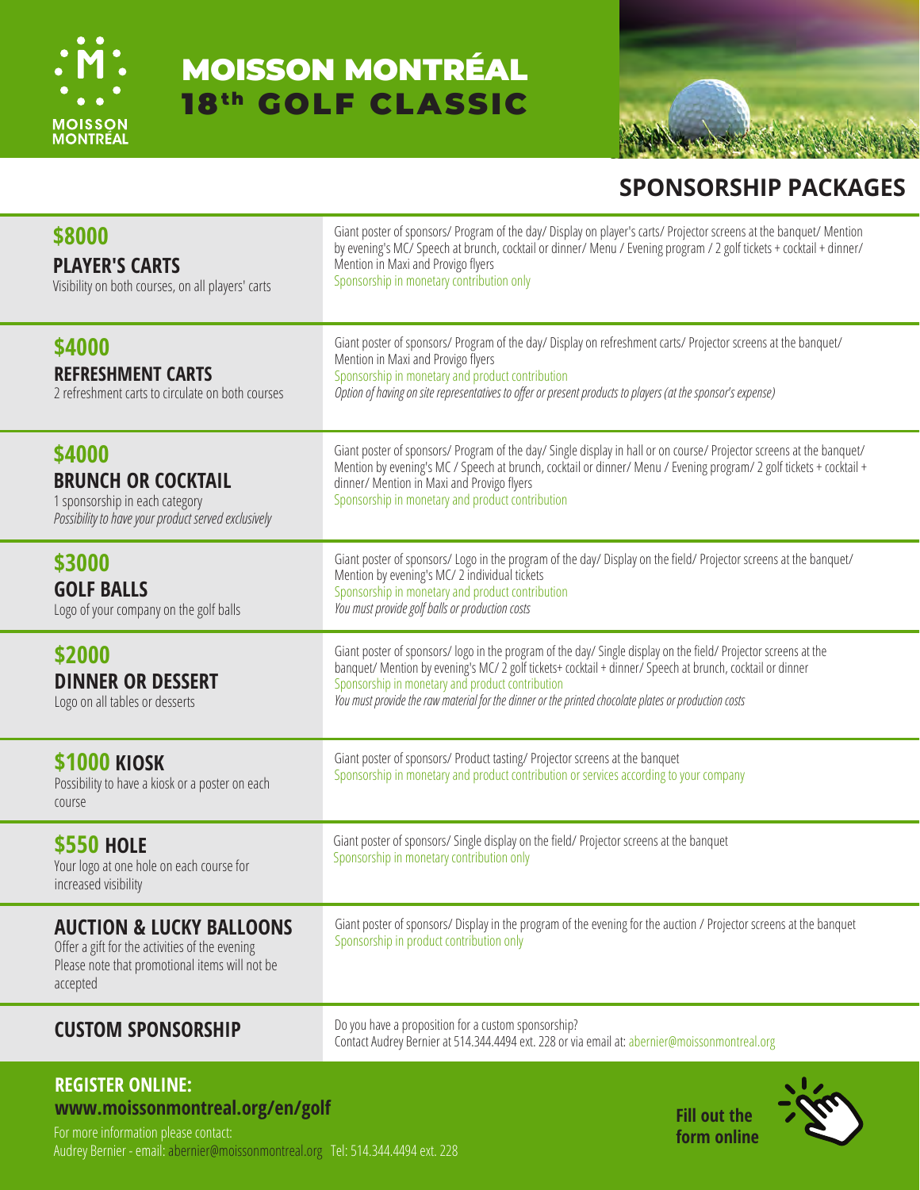# MOISSON MONTRÉAL 18th GOLF CLASSIC

## SPONSORSHIP PACKAGES

| Package | Details |
|---|---|
| **$8000**<br>**PLAYER'S CARTS**<br>Visibility on both courses, on all players' carts | Giant poster of sponsors/ Program of the day/ Display on player's carts/ Projector screens at the banquet/ Mention by evening's MC/ Speech at brunch, cocktail or dinner/ Menu / Evening program / 2 golf tickets + cocktail + dinner/ Mention in Maxi and Provigo flyers<br>Sponsorship in monetary contribution only |
| **$4000**<br>**REFRESHMENT CARTS**<br>2 refreshment carts to circulate on both courses | Giant poster of sponsors/ Program of the day/ Display on refreshment carts/ Projector screens at the banquet/ Mention in Maxi and Provigo flyers<br>Sponsorship in monetary and product contribution<br>*Option of having on site representatives to offer or present products to players (at the sponsor's expense)* |
| **$4000**<br>**BRUNCH OR COCKTAIL**<br>1 sponsorship in each category<br>*Possibility to have your product served exclusively* | Giant poster of sponsors/ Program of the day/ Single display in hall or on course/ Projector screens at the banquet/ Mention by evening's MC / Speech at brunch, cocktail or dinner/ Menu / Evening program/ 2 golf tickets + cocktail + dinner/ Mention in Maxi and Provigo flyers<br>Sponsorship in monetary and product contribution |
| **$3000**<br>**GOLF BALLS**<br>Logo of your company on the golf balls | Giant poster of sponsors/ Logo in the program of the day/ Display on the field/ Projector screens at the banquet/ Mention by evening's MC/ 2 individual tickets<br>Sponsorship in monetary and product contribution<br>*You must provide golf balls or production costs* |
| **$2000**<br>**DINNER OR DESSERT**<br>Logo on all tables or desserts | Giant poster of sponsors/ logo in the program of the day/ Single display on the field/ Projector screens at the banquet/ Mention by evening's MC/ 2 golf tickets+ cocktail + dinner/ Speech at brunch, cocktail or dinner<br>Sponsorship in monetary and product contribution<br>*You must provide the raw material for the dinner or the printed chocolate plates or production costs* |
| **$1000 KIOSK**<br>Possibility to have a kiosk or a poster on each course | Giant poster of sponsors/ Product tasting/ Projector screens at the banquet<br>Sponsorship in monetary and product contribution or services according to your company |
| **$550 HOLE**<br>Your logo at one hole on each course for increased visibility | Giant poster of sponsors/ Single display on the field/ Projector screens at the banquet<br>Sponsorship in monetary contribution only |
| **AUCTION & LUCKY BALLOONS**<br>Offer a gift for the activities of the evening<br>Please note that promotional items will not be accepted | Giant poster of sponsors/ Display in the program of the evening for the auction / Projector screens at the banquet<br>Sponsorship in product contribution only |
| **CUSTOM SPONSORSHIP** | Do you have a proposition for a custom sponsorship?<br>Contact Audrey Bernier at 514.344.4494 ext. 228 or via email at: abernier@moissonmontreal.org |

**REGISTER ONLINE:**
**www.moissonmontreal.org/en/golf**

For more information please contact:
Audrey Bernier - email: abernier@moissonmontreal.org Tel: 514.344.4494 ext. 228

**Fill out the form online**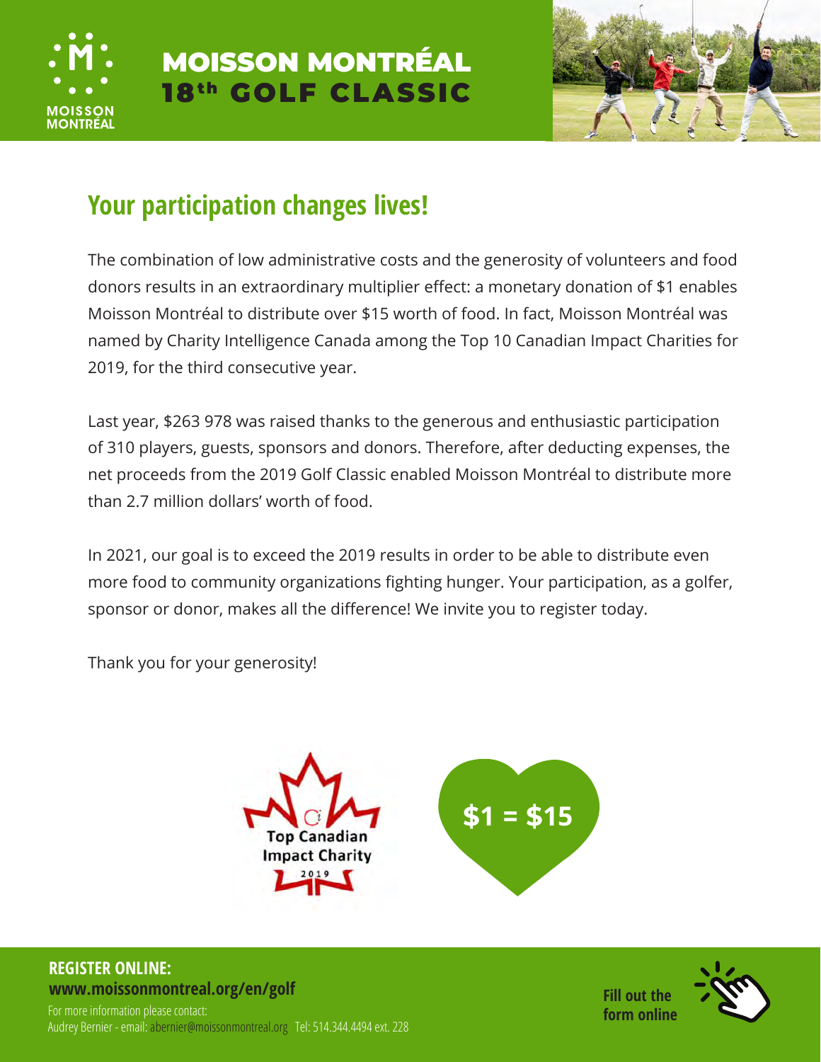# MOISSON MONTRÉAL
## 18th GOLF CLASSIC

## Your participation changes lives!

The combination of low administrative costs and the generosity of volunteers and food donors results in an extraordinary multiplier effect: a monetary donation of $1 enables Moisson Montréal to distribute over $15 worth of food. In fact, Moisson Montréal was named by Charity Intelligence Canada among the Top 10 Canadian Impact Charities for 2019, for the third consecutive year.

Last year, $263 978 was raised thanks to the generous and enthusiastic participation of 310 players, guests, sponsors and donors. Therefore, after deducting expenses, the net proceeds from the 2019 Golf Classic enabled Moisson Montréal to distribute more than 2.7 million dollars' worth of food.

In 2021, our goal is to exceed the 2019 results in order to be able to distribute even more food to community organizations fighting hunger. Your participation, as a golfer, sponsor or donor, makes all the difference! We invite you to register today.

Thank you for your generosity!

Top Canadian Impact Charity 2019

$1 = $15

**REGISTER ONLINE:**
**www.moissonmontreal.org/en/golf**

For more information please contact:
Audrey Bernier - email: abernier@moissonmontreal.org Tel: 514.344.4494 ext. 228

**Fill out the form online**